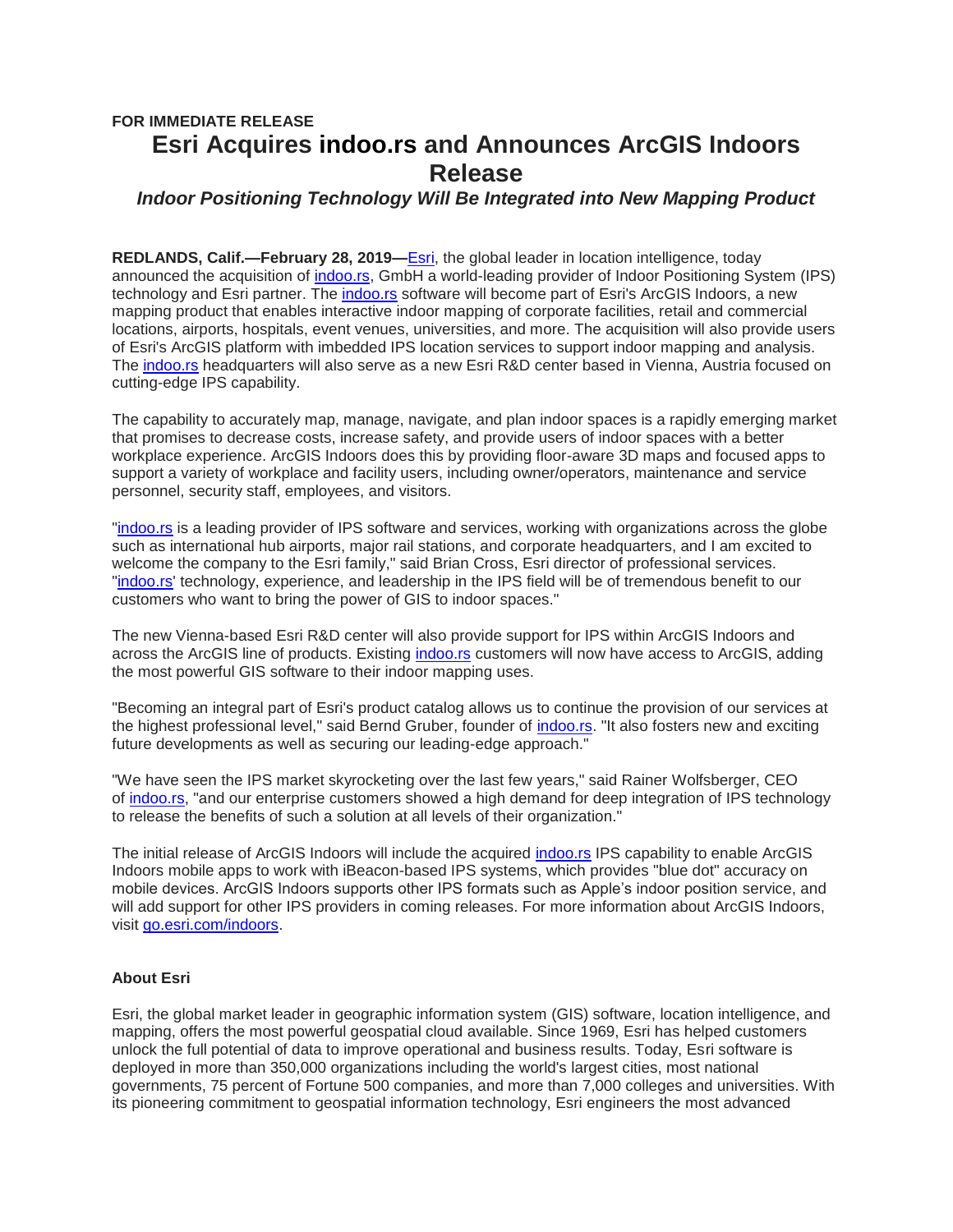**FOR IMMEDIATE RELEASE**

# Esri Acquires indoo.rs and Announces ArcGIS Indoors Release

### *Indoor Positioning Technology Will Be Integrated into New Mapping Product*

**REDLANDS, Calif.—February 28, 2019—**Esri, the global leader in location intelligence, today announced the acquisition of indoo.rs, GmbH a world-leading provider of Indoor Positioning System (IPS) technology and Esri partner. The indoo.rs software will become part of Esri's ArcGIS Indoors, a new mapping product that enables interactive indoor mapping of corporate facilities, retail and commercial locations, airports, hospitals, event venues, universities, and more. The acquisition will also provide users of Esri's ArcGIS platform with imbedded IPS location services to support indoor mapping and analysis. The indoo.rs headquarters will also serve as a new Esri R&D center based in Vienna, Austria focused on cutting-edge IPS capability.

The capability to accurately map, manage, navigate, and plan indoor spaces is a rapidly emerging market that promises to decrease costs, increase safety, and provide users of indoor spaces with a better workplace experience. ArcGIS Indoors does this by providing floor-aware 3D maps and focused apps to support a variety of workplace and facility users, including owner/operators, maintenance and service personnel, security staff, employees, and visitors.

"indoo.rs is a leading provider of IPS software and services, working with organizations across the globe such as international hub airports, major rail stations, and corporate headquarters, and I am excited to welcome the company to the Esri family," said Brian Cross, Esri director of professional services. "indoo.rs' technology, experience, and leadership in the IPS field will be of tremendous benefit to our customers who want to bring the power of GIS to indoor spaces."

The new Vienna-based Esri R&D center will also provide support for IPS within ArcGIS Indoors and across the ArcGIS line of products. Existing indoo.rs customers will now have access to ArcGIS, adding the most powerful GIS software to their indoor mapping uses.

"Becoming an integral part of Esri's product catalog allows us to continue the provision of our services at the highest professional level," said Bernd Gruber, founder of indoo.rs. "It also fosters new and exciting future developments as well as securing our leading-edge approach."

"We have seen the IPS market skyrocketing over the last few years," said Rainer Wolfsberger, CEO of indoo.rs, "and our enterprise customers showed a high demand for deep integration of IPS technology to release the benefits of such a solution at all levels of their organization."

The initial release of ArcGIS Indoors will include the acquired indoo.rs IPS capability to enable ArcGIS Indoors mobile apps to work with iBeacon-based IPS systems, which provides "blue dot" accuracy on mobile devices. ArcGIS Indoors supports other IPS formats such as Apple's indoor position service, and will add support for other IPS providers in coming releases. For more information about ArcGIS Indoors, visit go.esri.com/indoors.

**About Esri**

Esri, the global market leader in geographic information system (GIS) software, location intelligence, and mapping, offers the most powerful geospatial cloud available. Since 1969, Esri has helped customers unlock the full potential of data to improve operational and business results. Today, Esri software is deployed in more than 350,000 organizations including the world's largest cities, most national governments, 75 percent of Fortune 500 companies, and more than 7,000 colleges and universities. With its pioneering commitment to geospatial information technology, Esri engineers the most advanced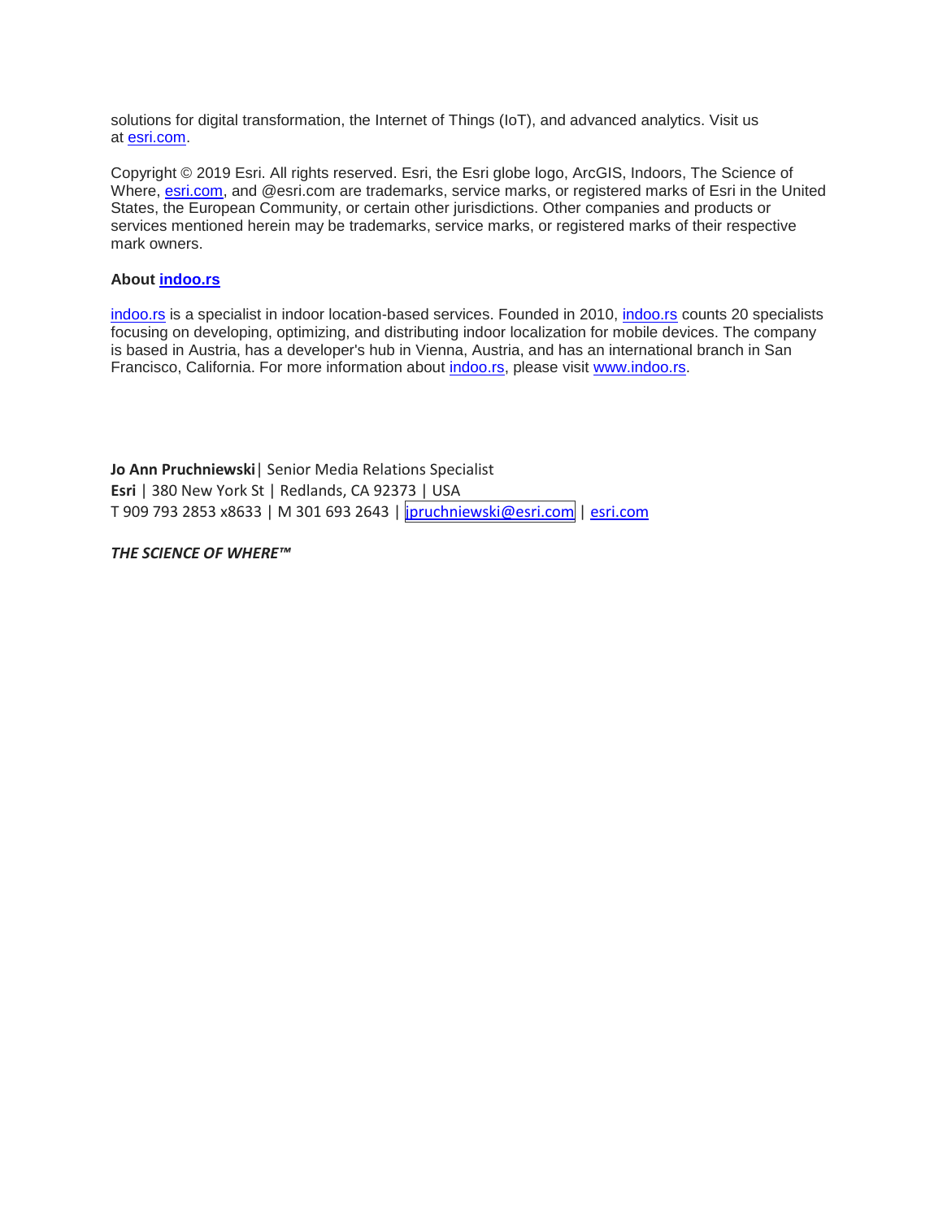solutions for digital transformation, the Internet of Things (IoT), and advanced analytics. Visit us at esri.com.

Copyright © 2019 Esri. All rights reserved. Esri, the Esri globe logo, ArcGIS, Indoors, The Science of Where, esri.com, and @esri.com are trademarks, service marks, or registered marks of Esri in the United States, the European Community, or certain other jurisdictions. Other companies and products or services mentioned herein may be trademarks, service marks, or registered marks of their respective mark owners.

**About indoo.rs**

indoo.rs is a specialist in indoor location-based services. Founded in 2010, indoo.rs counts 20 specialists focusing on developing, optimizing, and distributing indoor localization for mobile devices. The company is based in Austria, has a developer's hub in Vienna, Austria, and has an international branch in San Francisco, California. For more information about indoo.rs, please visit www.indoo.rs.

**Jo Ann Pruchniewski**| Senior Media Relations Specialist
**Esri** | 380 New York St | Redlands, CA 92373 | USA
T 909 793 2853 x8633 | M 301 693 2643 | jpruchniewski@esri.com | esri.com

***THE SCIENCE OF WHERE™***